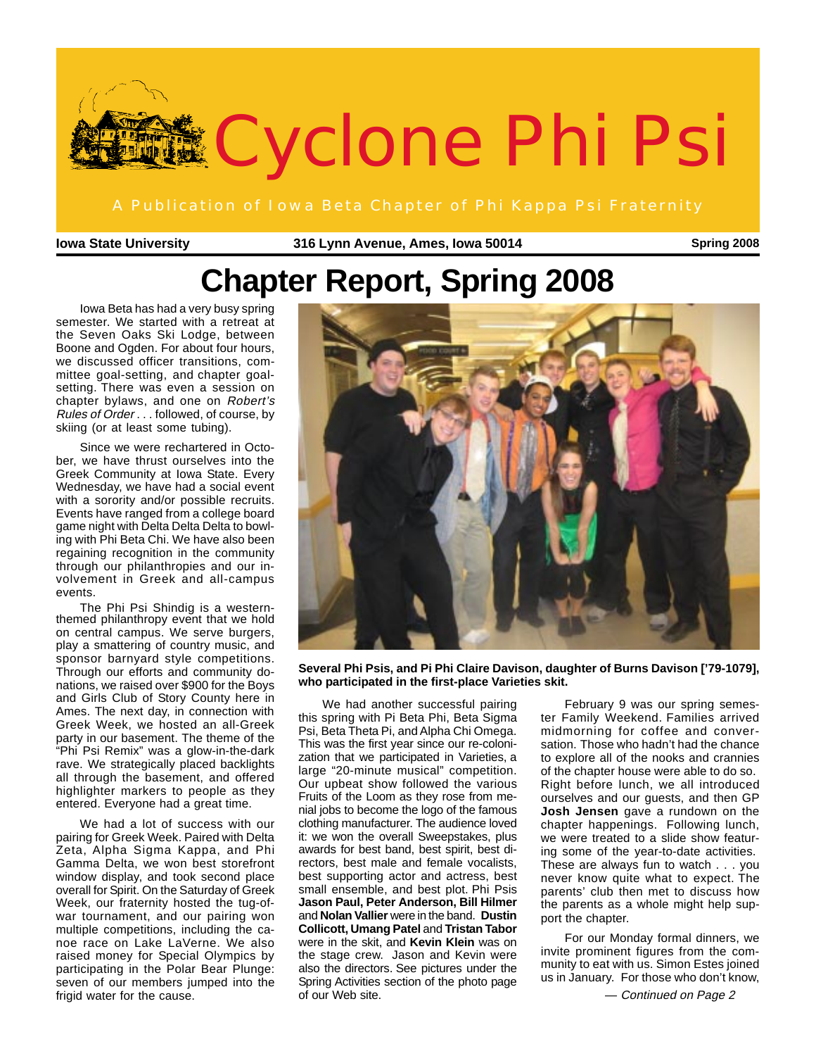# Cyclone Phi Psi

A Publication of Iowa Beta Chapter of Phi Kappa Psi Fraternity

**Iowa State University** **316 Lynn Avenue, Ames, Iowa 50014** **Spring 2008**

## Chapter Report, Spring 2008

Iowa Beta has had a very busy spring semester. We started with a retreat at the Seven Oaks Ski Lodge, between Boone and Ogden. For about four hours, we discussed officer transitions, committee goal-setting, and chapter goal-setting. There was even a session on chapter bylaws, and one on *Robert's Rules of Order* . . . followed, of course, by skiing (or at least some tubing).

Since we were rechartered in October, we have thrust ourselves into the Greek Community at Iowa State. Every Wednesday, we have had a social event with a sorority and/or possible recruits. Events have ranged from a college board game night with Delta Delta Delta to bowling with Phi Beta Chi. We have also been regaining recognition in the community through our philanthropies and our involvement in Greek and all-campus events.

The Phi Psi Shindig is a western-themed philanthropy event that we hold on central campus. We serve burgers, play a smattering of country music, and sponsor barnyard style competitions. Through our efforts and community donations, we raised over $900 for the Boys and Girls Club of Story County here in Ames. The next day, in connection with Greek Week, we hosted an all-Greek party in our basement. The theme of the "Phi Psi Remix" was a glow-in-the-dark rave. We strategically placed backlights all through the basement, and offered highlighter markers to people as they entered. Everyone had a great time.

We had a lot of success with our pairing for Greek Week. Paired with Delta Zeta, Alpha Sigma Kappa, and Phi Gamma Delta, we won best storefront window display, and took second place overall for Spirit. On the Saturday of Greek Week, our fraternity hosted the tug-of-war tournament, and our pairing won multiple competitions, including the canoe race on Lake LaVerne. We also raised money for Special Olympics by participating in the Polar Bear Plunge: seven of our members jumped into the frigid water for the cause.

**Several Phi Psis, and Pi Phi Claire Davison, daughter of Burns Davison ['79-1079], who participated in the first-place Varieties skit.**

We had another successful pairing this spring with Pi Beta Phi, Beta Sigma Psi, Beta Theta Pi, and Alpha Chi Omega. This was the first year since our re-colonization that we participated in Varieties, a large "20-minute musical" competition. Our upbeat show followed the various Fruits of the Loom as they rose from menial jobs to become the logo of the famous clothing manufacturer. The audience loved it: we won the overall Sweepstakes, plus awards for best band, best spirit, best directors, best male and female vocalists, best supporting actor and actress, best small ensemble, and best plot. Phi Psis **Jason Paul, Peter Anderson, Bill Hilmer** and **Nolan Vallier** were in the band. **Dustin Collicott, Umang Patel** and **Tristan Tabor** were in the skit, and **Kevin Klein** was on the stage crew. Jason and Kevin were also the directors. See pictures under the Spring Activities section of the photo page of our Web site.

February 9 was our spring semester Family Weekend. Families arrived midmorning for coffee and conversation. Those who hadn't had the chance to explore all of the nooks and crannies of the chapter house were able to do so. Right before lunch, we all introduced ourselves and our guests, and then GP **Josh Jensen** gave a rundown on the chapter happenings. Following lunch, we were treated to a slide show featuring some of the year-to-date activities. These are always fun to watch . . . you never know quite what to expect. The parents' club then met to discuss how the parents as a whole might help support the chapter.

For our Monday formal dinners, we invite prominent figures from the community to eat with us. Simon Estes joined us in January. For those who don't know,

*— Continued on Page 2*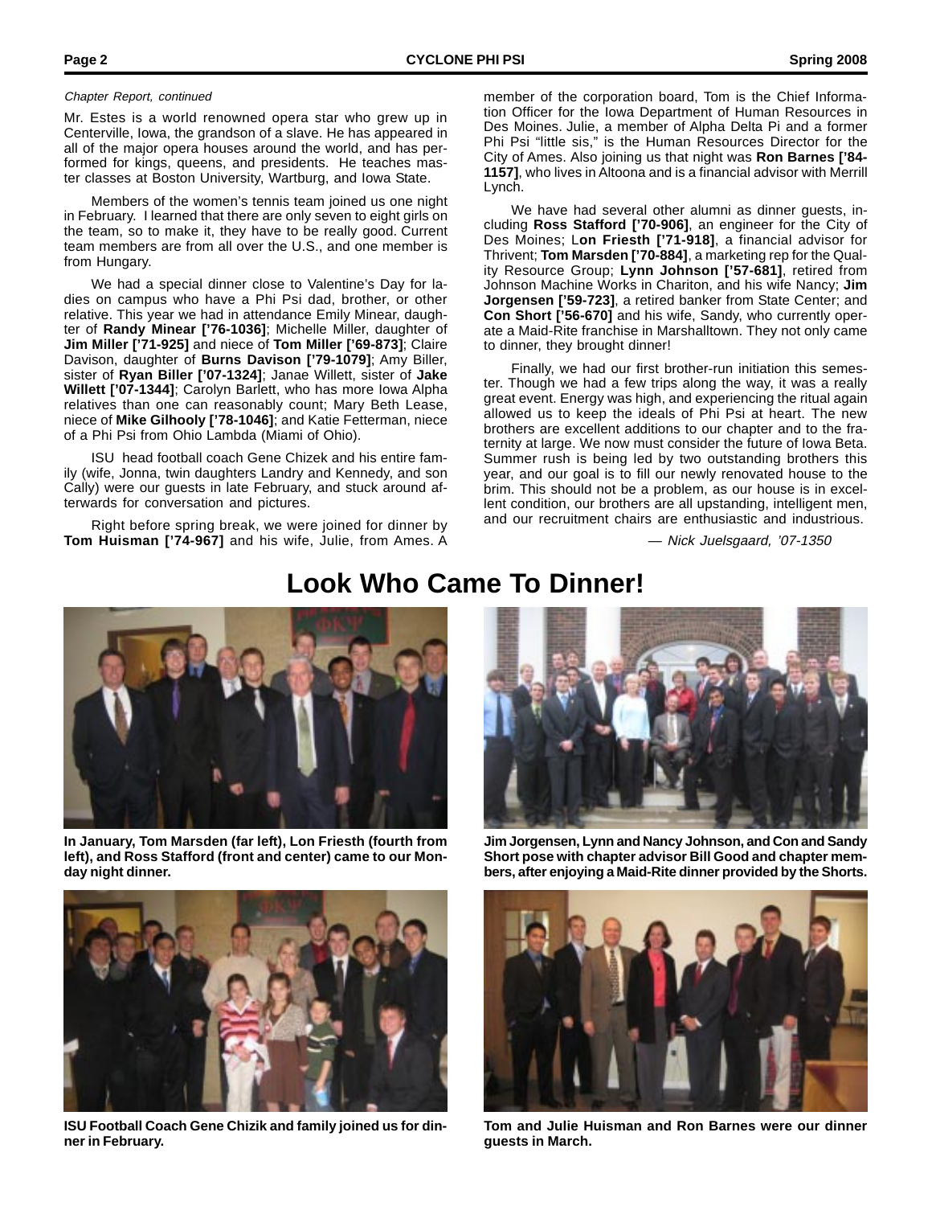*Chapter Report, continued*

Mr. Estes is a world renowned opera star who grew up in Centerville, Iowa, the grandson of a slave. He has appeared in all of the major opera houses around the world, and has performed for kings, queens, and presidents. He teaches master classes at Boston University, Wartburg, and Iowa State.

Members of the women's tennis team joined us one night in February. I learned that there are only seven to eight girls on the team, so to make it, they have to be really good. Current team members are from all over the U.S., and one member is from Hungary.

We had a special dinner close to Valentine's Day for ladies on campus who have a Phi Psi dad, brother, or other relative. This year we had in attendance Emily Minear, daughter of **Randy Minear ['76-1036]**; Michelle Miller, daughter of **Jim Miller ['71-925]** and niece of **Tom Miller ['69-873]**; Claire Davison, daughter of **Burns Davison ['79-1079]**; Amy Biller, sister of **Ryan Biller ['07-1324]**; Janae Willett, sister of **Jake Willett ['07-1344]**; Carolyn Barlett, who has more Iowa Alpha relatives than one can reasonably count; Mary Beth Lease, niece of **Mike Gilhooly ['78-1046]**; and Katie Fetterman, niece of a Phi Psi from Ohio Lambda (Miami of Ohio).

ISU head football coach Gene Chizek and his entire family (wife, Jonna, twin daughters Landry and Kennedy, and son Cally) were our guests in late February, and stuck around afterwards for conversation and pictures.

Right before spring break, we were joined for dinner by **Tom Huisman ['74-967]** and his wife, Julie, from Ames. A member of the corporation board, Tom is the Chief Information Officer for the Iowa Department of Human Resources in Des Moines. Julie, a member of Alpha Delta Pi and a former Phi Psi "little sis," is the Human Resources Director for the City of Ames. Also joining us that night was **Ron Barnes ['84-1157]**, who lives in Altoona and is a financial advisor with Merrill Lynch.

We have had several other alumni as dinner guests, including **Ross Stafford ['70-906]**, an engineer for the City of Des Moines; **Lon Friesth ['71-918]**, a financial advisor for Thrivent; **Tom Marsden ['70-884]**, a marketing rep for the Quality Resource Group; **Lynn Johnson ['57-681]**, retired from Johnson Machine Works in Chariton, and his wife Nancy; **Jim Jorgensen ['59-723]**, a retired banker from State Center; and **Con Short ['56-670]** and his wife, Sandy, who currently operate a Maid-Rite franchise in Marshalltown. They not only came to dinner, they brought dinner!

Finally, we had our first brother-run initiation this semester. Though we had a few trips along the way, it was a really great event. Energy was high, and experiencing the ritual again allowed us to keep the ideals of Phi Psi at heart. The new brothers are excellent additions to our chapter and to the fraternity at large. We now must consider the future of Iowa Beta. Summer rush is being led by two outstanding brothers this year, and our goal is to fill our newly renovated house to the brim. This should not be a problem, as our house is in excellent condition, our brothers are all upstanding, intelligent men, and our recruitment chairs are enthusiastic and industrious.

*— Nick Juelsgaard, '07-1350*

# Look Who Came To Dinner!

**In January, Tom Marsden (far left), Lon Friesth (fourth from left), and Ross Stafford (front and center) came to our Monday night dinner.**

**Jim Jorgensen, Lynn and Nancy Johnson, and Con and Sandy Short pose with chapter advisor Bill Good and chapter members, after enjoying a Maid-Rite dinner provided by the Shorts.**

**ISU Football Coach Gene Chizik and family joined us for dinner in February.**

**Tom and Julie Huisman and Ron Barnes were our dinner guests in March.**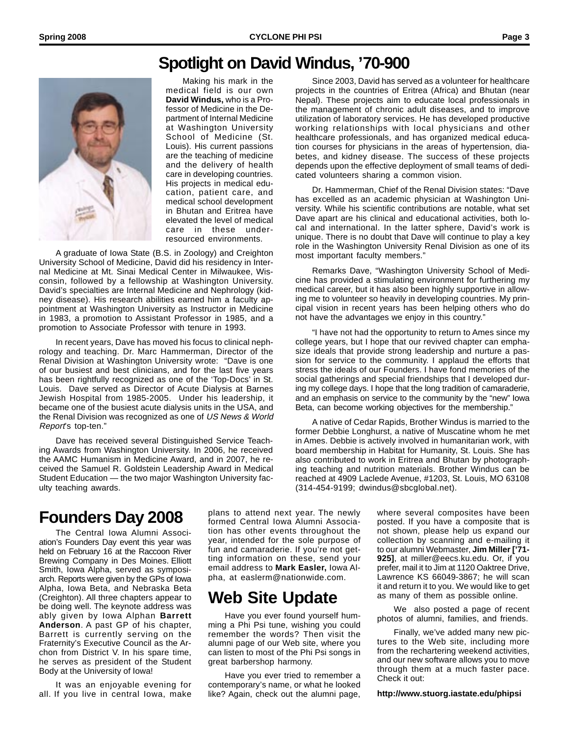# Spotlight on David Windus, '70-900

Making his mark in the medical field is our own **David Windus,** who is a Professor of Medicine in the Department of Internal Medicine at Washington University School of Medicine (St. Louis). His current passions are the teaching of medicine and the delivery of health care in developing countries. His projects in medical education, patient care, and medical school development in Bhutan and Eritrea have elevated the level of medical care in these under-resourced environments.

A graduate of Iowa State (B.S. in Zoology) and Creighton University School of Medicine, David did his residency in Internal Medicine at Mt. Sinai Medical Center in Milwaukee, Wisconsin, followed by a fellowship at Washington University. David's specialties are Internal Medicine and Nephrology (kidney disease). His research abilities earned him a faculty appointment at Washington University as Instructor in Medicine in 1983, a promotion to Assistant Professor in 1985, and a promotion to Associate Professor with tenure in 1993.

In recent years, Dave has moved his focus to clinical nephrology and teaching. Dr. Marc Hammerman, Director of the Renal Division at Washington University wrote: "Dave is one of our busiest and best clinicians, and for the last five years has been rightfully recognized as one of the 'Top-Docs' in St. Louis. Dave served as Director of Acute Dialysis at Barnes Jewish Hospital from 1985-2005. Under his leadership, it became one of the busiest acute dialysis units in the USA, and the Renal Division was recognized as one of *US News & World Report*'s top-ten."

Dave has received several Distinguished Service Teaching Awards from Washington University. In 2006, he received the AAMC Humanism in Medicine Award, and in 2007, he received the Samuel R. Goldstein Leadership Award in Medical Student Education — the two major Washington University faculty teaching awards.

Since 2003, David has served as a volunteer for healthcare projects in the countries of Eritrea (Africa) and Bhutan (near Nepal). These projects aim to educate local professionals in the management of chronic adult diseases, and to improve utilization of laboratory services. He has developed productive working relationships with local physicians and other healthcare professionals, and has organized medical education courses for physicians in the areas of hypertension, diabetes, and kidney disease. The success of these projects depends upon the effective deployment of small teams of dedicated volunteers sharing a common vision.

Dr. Hammerman, Chief of the Renal Division states: "Dave has excelled as an academic physician at Washington University. While his scientific contributions are notable, what set Dave apart are his clinical and educational activities, both local and international. In the latter sphere, David's work is unique. There is no doubt that Dave will continue to play a key role in the Washington University Renal Division as one of its most important faculty members."

Remarks Dave, "Washington University School of Medicine has provided a stimulating environment for furthering my medical career, but it has also been highly supportive in allowing me to volunteer so heavily in developing countries. My principal vision in recent years has been helping others who do not have the advantages we enjoy in this country."

"I have not had the opportunity to return to Ames since my college years, but I hope that our revived chapter can emphasize ideals that provide strong leadership and nurture a passion for service to the community. I applaud the efforts that stress the ideals of our Founders. I have fond memories of the social gatherings and special friendships that I developed during my college days. I hope that the long tradition of camaraderie, and an emphasis on service to the community by the "new" Iowa Beta, can become working objectives for the membership."

A native of Cedar Rapids, Brother Windus is married to the former Debbie Longhurst, a native of Muscatine whom he met in Ames. Debbie is actively involved in humanitarian work, with board membership in Habitat for Humanity, St. Louis. She has also contributed to work in Eritrea and Bhutan by photographing teaching and nutrition materials. Brother Windus can be reached at 4909 Laclede Avenue, #1203, St. Louis, MO 63108 (314-454-9199; dwindus@sbcglobal.net).

# Founders Day 2008

The Central Iowa Alumni Association's Founders Day event this year was held on February 16 at the Raccoon River Brewing Company in Des Moines. Elliott Smith, Iowa Alpha, served as symposiarch. Reports were given by the GPs of Iowa Alpha, Iowa Beta, and Nebraska Beta (Creighton). All three chapters appear to be doing well. The keynote address was ably given by Iowa Alphan **Barrett Anderson**. A past GP of his chapter, Barrett is currently serving on the Fraternity's Executive Council as the Archon from District V. In his spare time, he serves as president of the Student Body at the University of Iowa!

It was an enjoyable evening for all. If you live in central Iowa, make plans to attend next year. The newly formed Central Iowa Alumni Association has other events throughout the year, intended for the sole purpose of fun and camaraderie. If you're not getting information on these, send your email address to **Mark Easler,** Iowa Alpha, at easlerm@nationwide.com.

# Web Site Update

Have you ever found yourself humming a Phi Psi tune, wishing you could remember the words? Then visit the alumni page of our Web site, where you can listen to most of the Phi Psi songs in great barbershop harmony.

Have you ever tried to remember a contemporary's name, or what he looked like? Again, check out the alumni page, where several composites have been posted. If you have a composite that is not shown, please help us expand our collection by scanning and e-mailing it to our alumni Webmaster, **Jim Miller ['71-925]**, at miller@eecs.ku.edu. Or, if you prefer, mail it to Jim at 1120 Oaktree Drive, Lawrence KS 66049-3867; he will scan it and return it to you. We would like to get as many of them as possible online.

We also posted a page of recent photos of alumni, families, and friends.

Finally, we've added many new pictures to the Web site, including more from the rechartering weekend activities, and our new software allows you to move through them at a much faster pace. Check it out:

**http://www.stuorg.iastate.edu/phipsi**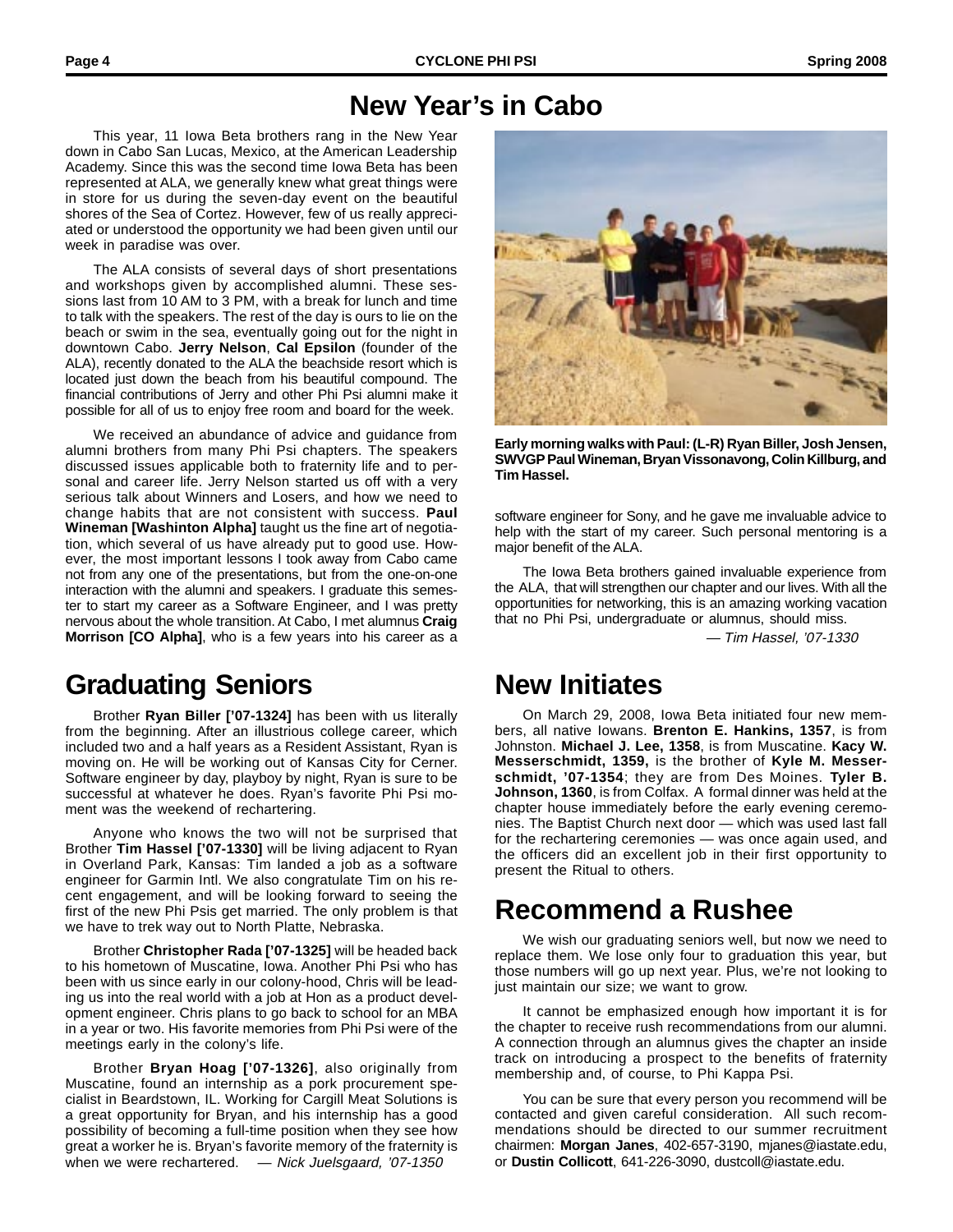# New Year's in Cabo

This year, 11 Iowa Beta brothers rang in the New Year down in Cabo San Lucas, Mexico, at the American Leadership Academy. Since this was the second time Iowa Beta has been represented at ALA, we generally knew what great things were in store for us during the seven-day event on the beautiful shores of the Sea of Cortez. However, few of us really appreciated or understood the opportunity we had been given until our week in paradise was over.

The ALA consists of several days of short presentations and workshops given by accomplished alumni. These sessions last from 10 AM to 3 PM, with a break for lunch and time to talk with the speakers. The rest of the day is ours to lie on the beach or swim in the sea, eventually going out for the night in downtown Cabo. **Jerry Nelson**, **Cal Epsilon** (founder of the ALA), recently donated to the ALA the beachside resort which is located just down the beach from his beautiful compound. The financial contributions of Jerry and other Phi Psi alumni make it possible for all of us to enjoy free room and board for the week.

We received an abundance of advice and guidance from alumni brothers from many Phi Psi chapters. The speakers discussed issues applicable both to fraternity life and to personal and career life. Jerry Nelson started us off with a very serious talk about Winners and Losers, and how we need to change habits that are not consistent with success. **Paul Wineman [Washinton Alpha]** taught us the fine art of negotiation, which several of us have already put to good use. However, the most important lessons I took away from Cabo came not from any one of the presentations, but from the one-on-one interaction with the alumni and speakers. I graduate this semester to start my career as a Software Engineer, and I was pretty nervous about the whole transition. At Cabo, I met alumnus **Craig Morrison [CO Alpha]**, who is a few years into his career as a software engineer for Sony, and he gave me invaluable advice to help with the start of my career. Such personal mentoring is a major benefit of the ALA.

**Early morning walks with Paul: (L-R) Ryan Biller, Josh Jensen, SWVGP Paul Wineman, Bryan Vissonavong, Colin Killburg, and Tim Hassel.**

The Iowa Beta brothers gained invaluable experience from the ALA, that will strengthen our chapter and our lives. With all the opportunities for networking, this is an amazing working vacation that no Phi Psi, undergraduate or alumnus, should miss.

*— Tim Hassel, '07-1330*

# Graduating Seniors

Brother **Ryan Biller ['07-1324]** has been with us literally from the beginning. After an illustrious college career, which included two and a half years as a Resident Assistant, Ryan is moving on. He will be working out of Kansas City for Cerner. Software engineer by day, playboy by night, Ryan is sure to be successful at whatever he does. Ryan's favorite Phi Psi moment was the weekend of rechartering.

Anyone who knows the two will not be surprised that Brother **Tim Hassel ['07-1330]** will be living adjacent to Ryan in Overland Park, Kansas: Tim landed a job as a software engineer for Garmin Intl. We also congratulate Tim on his recent engagement, and will be looking forward to seeing the first of the new Phi Psis get married. The only problem is that we have to trek way out to North Platte, Nebraska.

Brother **Christopher Rada ['07-1325]** will be headed back to his hometown of Muscatine, Iowa. Another Phi Psi who has been with us since early in our colony-hood, Chris will be leading us into the real world with a job at Hon as a product development engineer. Chris plans to go back to school for an MBA in a year or two. His favorite memories from Phi Psi were of the meetings early in the colony's life.

Brother **Bryan Hoag ['07-1326]**, also originally from Muscatine, found an internship as a pork procurement specialist in Beardstown, IL. Working for Cargill Meat Solutions is a great opportunity for Bryan, and his internship has a good possibility of becoming a full-time position when they see how great a worker he is. Bryan's favorite memory of the fraternity is when we were rechartered. *— Nick Juelsgaard, '07-1350*

# New Initiates

On March 29, 2008, Iowa Beta initiated four new members, all native Iowans. **Brenton E. Hankins, 1357**, is from Johnston. **Michael J. Lee, 1358**, is from Muscatine. **Kacy W. Messerschmidt, 1359,** is the brother of **Kyle M. Messerschmidt, '07-1354**; they are from Des Moines. **Tyler B. Johnson, 1360**, is from Colfax. A formal dinner was held at the chapter house immediately before the early evening ceremonies. The Baptist Church next door — which was used last fall for the rechartering ceremonies — was once again used, and the officers did an excellent job in their first opportunity to present the Ritual to others.

# Recommend a Rushee

We wish our graduating seniors well, but now we need to replace them. We lose only four to graduation this year, but those numbers will go up next year. Plus, we're not looking to just maintain our size; we want to grow.

It cannot be emphasized enough how important it is for the chapter to receive rush recommendations from our alumni. A connection through an alumnus gives the chapter an inside track on introducing a prospect to the benefits of fraternity membership and, of course, to Phi Kappa Psi.

You can be sure that every person you recommend will be contacted and given careful consideration. All such recommendations should be directed to our summer recruitment chairmen: **Morgan Janes**, 402-657-3190, mjanes@iastate.edu, or **Dustin Collicott**, 641-226-3090, dustcoll@iastate.edu.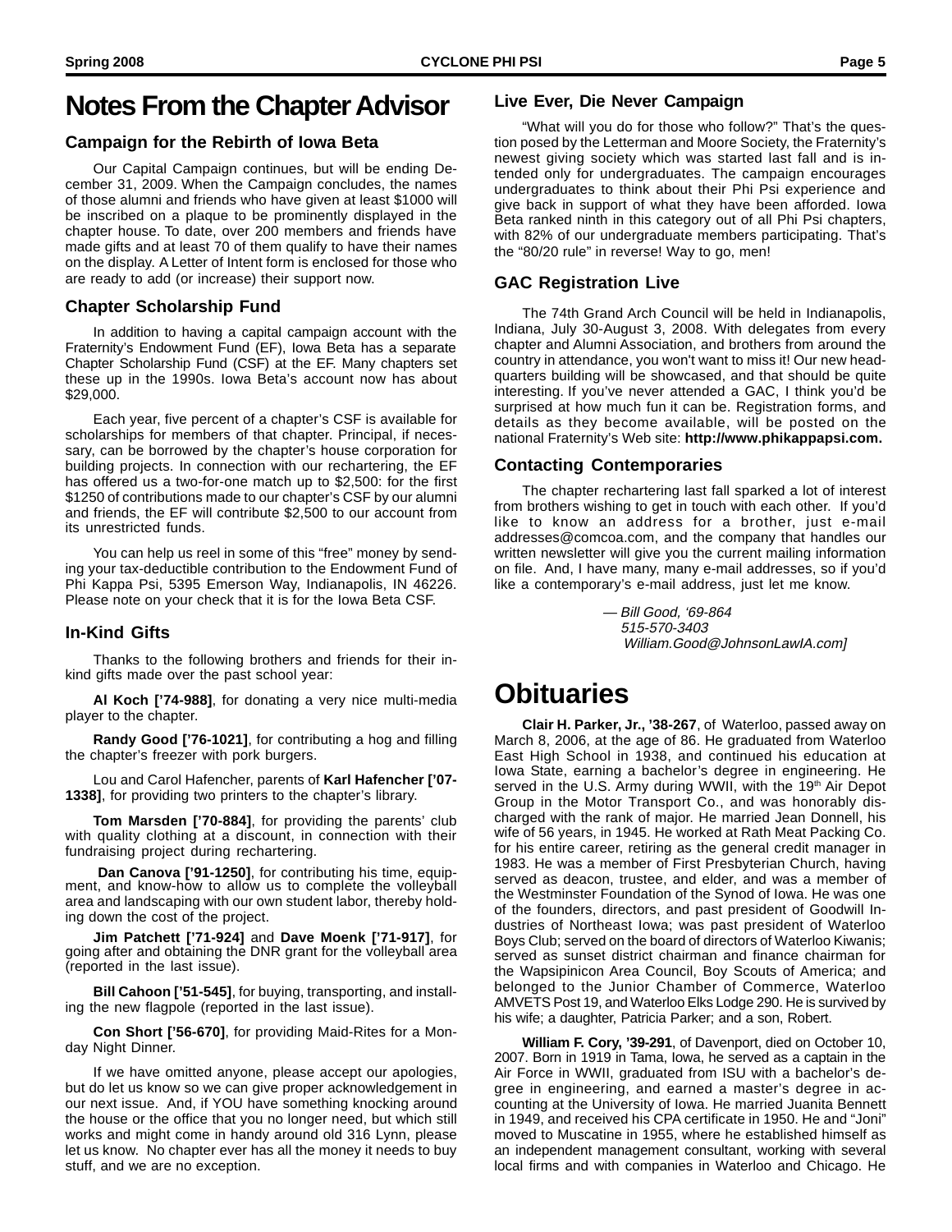# Notes From the Chapter Advisor

## Campaign for the Rebirth of Iowa Beta

Our Capital Campaign continues, but will be ending December 31, 2009. When the Campaign concludes, the names of those alumni and friends who have given at least $1000 will be inscribed on a plaque to be prominently displayed in the chapter house. To date, over 200 members and friends have made gifts and at least 70 of them qualify to have their names on the display. A Letter of Intent form is enclosed for those who are ready to add (or increase) their support now.

## Chapter Scholarship Fund

In addition to having a capital campaign account with the Fraternity's Endowment Fund (EF), Iowa Beta has a separate Chapter Scholarship Fund (CSF) at the EF. Many chapters set these up in the 1990s. Iowa Beta's account now has about $29,000.

Each year, five percent of a chapter's CSF is available for scholarships for members of that chapter. Principal, if necessary, can be borrowed by the chapter's house corporation for building projects. In connection with our rechartering, the EF has offered us a two-for-one match up to $2,500: for the first $1250 of contributions made to our chapter's CSF by our alumni and friends, the EF will contribute $2,500 to our account from its unrestricted funds.

You can help us reel in some of this "free" money by sending your tax-deductible contribution to the Endowment Fund of Phi Kappa Psi, 5395 Emerson Way, Indianapolis, IN 46226. Please note on your check that it is for the Iowa Beta CSF.

## In-Kind Gifts

Thanks to the following brothers and friends for their in-kind gifts made over the past school year:

**Al Koch ['74-988]**, for donating a very nice multi-media player to the chapter.

**Randy Good ['76-1021]**, for contributing a hog and filling the chapter's freezer with pork burgers.

Lou and Carol Hafencher, parents of **Karl Hafencher ['07-1338]**, for providing two printers to the chapter's library.

**Tom Marsden ['70-884]**, for providing the parents' club with quality clothing at a discount, in connection with their fundraising project during rechartering.

**Dan Canova ['91-1250]**, for contributing his time, equipment, and know-how to allow us to complete the volleyball area and landscaping with our own student labor, thereby holding down the cost of the project.

**Jim Patchett ['71-924]** and **Dave Moenk ['71-917]**, for going after and obtaining the DNR grant for the volleyball area (reported in the last issue).

**Bill Cahoon ['51-545]**, for buying, transporting, and installing the new flagpole (reported in the last issue).

**Con Short ['56-670]**, for providing Maid-Rites for a Monday Night Dinner.

If we have omitted anyone, please accept our apologies, but do let us know so we can give proper acknowledgement in our next issue. And, if YOU have something knocking around the house or the office that you no longer need, but which still works and might come in handy around old 316 Lynn, please let us know. No chapter ever has all the money it needs to buy stuff, and we are no exception.

## Live Ever, Die Never Campaign

"What will you do for those who follow?" That's the question posed by the Letterman and Moore Society, the Fraternity's newest giving society which was started last fall and is intended only for undergraduates. The campaign encourages undergraduates to think about their Phi Psi experience and give back in support of what they have been afforded. Iowa Beta ranked ninth in this category out of all Phi Psi chapters, with 82% of our undergraduate members participating. That's the "80/20 rule" in reverse! Way to go, men!

## GAC Registration Live

The 74th Grand Arch Council will be held in Indianapolis, Indiana, July 30-August 3, 2008. With delegates from every chapter and Alumni Association, and brothers from around the country in attendance, you won't want to miss it! Our new headquarters building will be showcased, and that should be quite interesting. If you've never attended a GAC, I think you'd be surprised at how much fun it can be. Registration forms, and details as they become available, will be posted on the national Fraternity's Web site: **http://www.phikappapsi.com.**

## Contacting Contemporaries

The chapter rechartering last fall sparked a lot of interest from brothers wishing to get in touch with each other. If you'd like to know an address for a brother, just e-mail addresses@comcoa.com, and the company that handles our written newsletter will give you the current mailing information on file. And, I have many, many e-mail addresses, so if you'd like a contemporary's e-mail address, just let me know.

*— Bill Good, '69-864*
*515-570-3403*
*William.Good@JohnsonLawIA.com]*

# Obituaries

**Clair H. Parker, Jr., '38-267**, of Waterloo, passed away on March 8, 2006, at the age of 86. He graduated from Waterloo East High School in 1938, and continued his education at Iowa State, earning a bachelor's degree in engineering. He served in the U.S. Army during WWII, with the 19th Air Depot Group in the Motor Transport Co., and was honorably discharged with the rank of major. He married Jean Donnell, his wife of 56 years, in 1945. He worked at Rath Meat Packing Co. for his entire career, retiring as the general credit manager in 1983. He was a member of First Presbyterian Church, having served as deacon, trustee, and elder, and was a member of the Westminster Foundation of the Synod of Iowa. He was one of the founders, directors, and past president of Goodwill Industries of Northeast Iowa; was past president of Waterloo Boys Club; served on the board of directors of Waterloo Kiwanis; served as sunset district chairman and finance chairman for the Wapsipinicon Area Council, Boy Scouts of America; and belonged to the Junior Chamber of Commerce, Waterloo AMVETS Post 19, and Waterloo Elks Lodge 290. He is survived by his wife; a daughter, Patricia Parker; and a son, Robert.

**William F. Cory, '39-291**, of Davenport, died on October 10, 2007. Born in 1919 in Tama, Iowa, he served as a captain in the Air Force in WWII, graduated from ISU with a bachelor's degree in engineering, and earned a master's degree in accounting at the University of Iowa. He married Juanita Bennett in 1949, and received his CPA certificate in 1950. He and "Joni" moved to Muscatine in 1955, where he established himself as an independent management consultant, working with several local firms and with companies in Waterloo and Chicago. He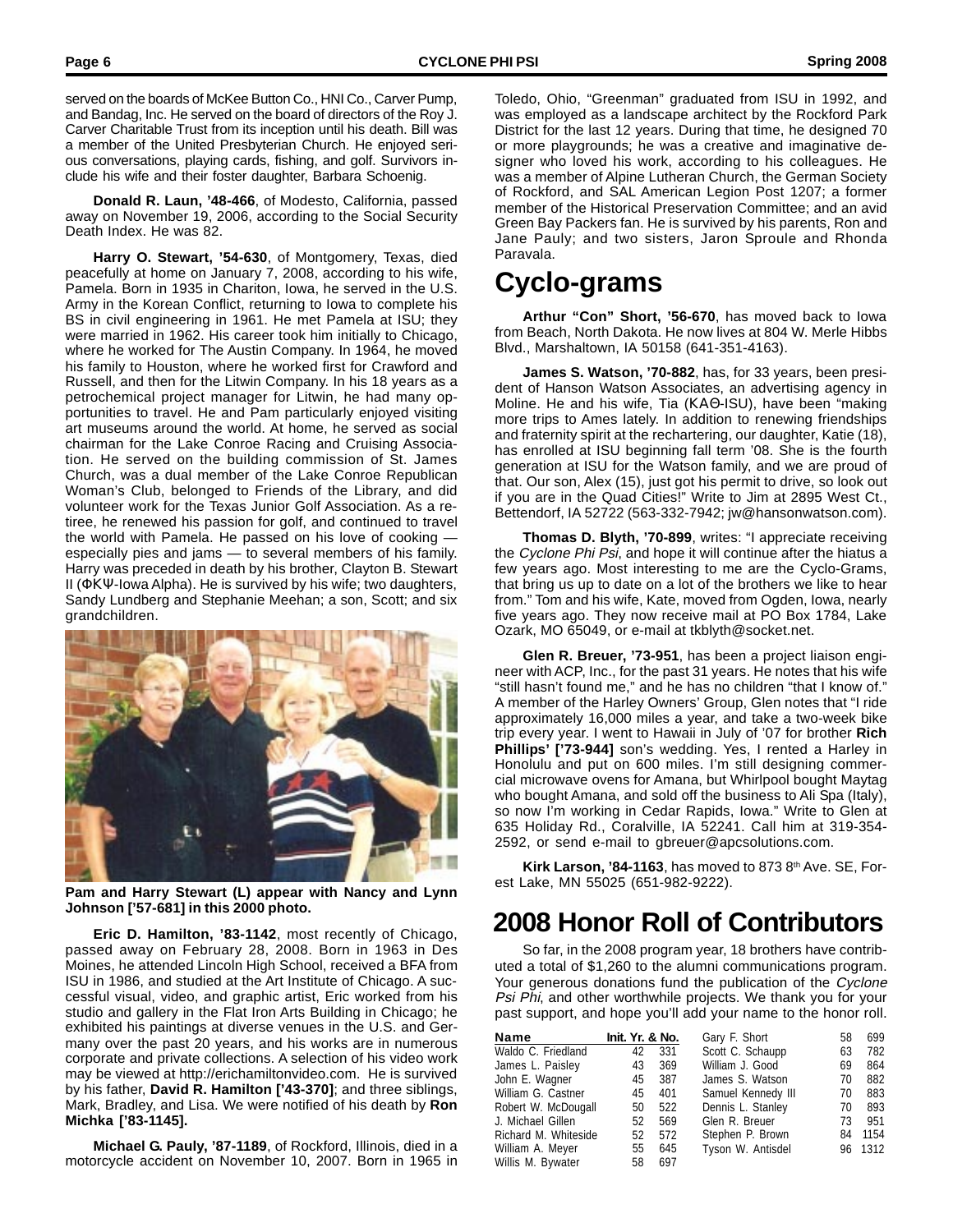served on the boards of McKee Button Co., HNI Co., Carver Pump, and Bandag, Inc. He served on the board of directors of the Roy J. Carver Charitable Trust from its inception until his death. Bill was a member of the United Presbyterian Church. He enjoyed serious conversations, playing cards, fishing, and golf. Survivors include his wife and their foster daughter, Barbara Schoenig.

**Donald R. Laun, '48-466**, of Modesto, California, passed away on November 19, 2006, according to the Social Security Death Index. He was 82.

**Harry O. Stewart, '54-630**, of Montgomery, Texas, died peacefully at home on January 7, 2008, according to his wife, Pamela. Born in 1935 in Chariton, Iowa, he served in the U.S. Army in the Korean Conflict, returning to Iowa to complete his BS in civil engineering in 1961. He met Pamela at ISU; they were married in 1962. His career took him initially to Chicago, where he worked for The Austin Company. In 1964, he moved his family to Houston, where he worked first for Crawford and Russell, and then for the Litwin Company. In his 18 years as a petrochemical project manager for Litwin, he had many opportunities to travel. He and Pam particularly enjoyed visiting art museums around the world. At home, he served as social chairman for the Lake Conroe Racing and Cruising Association. He served on the building commission of St. James Church, was a dual member of the Lake Conroe Republican Woman's Club, belonged to Friends of the Library, and did volunteer work for the Texas Junior Golf Association. As a retiree, he renewed his passion for golf, and continued to travel the world with Pamela. He passed on his love of cooking — especially pies and jams — to several members of his family. Harry was preceded in death by his brother, Clayton B. Stewart II (ΦΚΨ-Iowa Alpha). He is survived by his wife; two daughters, Sandy Lundberg and Stephanie Meehan; a son, Scott; and six grandchildren.

**Pam and Harry Stewart (L) appear with Nancy and Lynn Johnson ['57-681] in this 2000 photo.**

**Eric D. Hamilton, '83-1142**, most recently of Chicago, passed away on February 28, 2008. Born in 1963 in Des Moines, he attended Lincoln High School, received a BFA from ISU in 1986, and studied at the Art Institute of Chicago. A successful visual, video, and graphic artist, Eric worked from his studio and gallery in the Flat Iron Arts Building in Chicago; he exhibited his paintings at diverse venues in the U.S. and Germany over the past 20 years, and his works are in numerous corporate and private collections. A selection of his video work may be viewed at http://erichamiltonvideo.com. He is survived by his father, **David R. Hamilton ['43-370]**; and three siblings, Mark, Bradley, and Lisa. We were notified of his death by **Ron Michka ['83-1145].**

**Michael G. Pauly, '87-1189**, of Rockford, Illinois, died in a motorcycle accident on November 10, 2007. Born in 1965 in Toledo, Ohio, "Greenman" graduated from ISU in 1992, and was employed as a landscape architect by the Rockford Park District for the last 12 years. During that time, he designed 70 or more playgrounds; he was a creative and imaginative designer who loved his work, according to his colleagues. He was a member of Alpine Lutheran Church, the German Society of Rockford, and SAL American Legion Post 1207; a former member of the Historical Preservation Committee; and an avid Green Bay Packers fan. He is survived by his parents, Ron and Jane Pauly; and two sisters, Jaron Sproule and Rhonda Paravala.

# Cyclo-grams

**Arthur "Con" Short, '56-670**, has moved back to Iowa from Beach, North Dakota. He now lives at 804 W. Merle Hibbs Blvd., Marshaltown, IA 50158 (641-351-4163).

**James S. Watson, '70-882**, has, for 33 years, been president of Hanson Watson Associates, an advertising agency in Moline. He and his wife, Tia (ΚΑΘ-ISU), have been "making more trips to Ames lately. In addition to renewing friendships and fraternity spirit at the rechartering, our daughter, Katie (18), has enrolled at ISU beginning fall term '08. She is the fourth generation at ISU for the Watson family, and we are proud of that. Our son, Alex (15), just got his permit to drive, so look out if you are in the Quad Cities!" Write to Jim at 2895 West Ct., Bettendorf, IA 52722 (563-332-7942; jw@hansonwatson.com).

**Thomas D. Blyth, '70-899**, writes: "I appreciate receiving the *Cyclone Phi Psi*, and hope it will continue after the hiatus a few years ago. Most interesting to me are the Cyclo-Grams, that bring us up to date on a lot of the brothers we like to hear from." Tom and his wife, Kate, moved from Ogden, Iowa, nearly five years ago. They now receive mail at PO Box 1784, Lake Ozark, MO 65049, or e-mail at tkblyth@socket.net.

**Glen R. Breuer, '73-951**, has been a project liaison engineer with ACP, Inc., for the past 31 years. He notes that his wife "still hasn't found me," and he has no children "that I know of." A member of the Harley Owners' Group, Glen notes that "I ride approximately 16,000 miles a year, and take a two-week bike trip every year. I went to Hawaii in July of '07 for brother **Rich Phillips' ['73-944]** son's wedding. Yes, I rented a Harley in Honolulu and put on 600 miles. I'm still designing commercial microwave ovens for Amana, but Whirlpool bought Maytag who bought Amana, and sold off the business to Ali Spa (Italy), so now I'm working in Cedar Rapids, Iowa." Write to Glen at 635 Holiday Rd., Coralville, IA 52241. Call him at 319-354-2592, or send e-mail to gbreuer@apcsolutions.com.

**Kirk Larson, '84-1163**, has moved to 873 8th Ave. SE, Forest Lake, MN 55025 (651-982-9222).

# 2008 Honor Roll of Contributors

So far, in the 2008 program year, 18 brothers have contributed a total of $1,260 to the alumni communications program. Your generous donations fund the publication of the *Cyclone Psi Phi*, and other worthwhile projects. We thank you for your past support, and hope you'll add your name to the honor roll.

| Name | Init. Yr. | & No. |
|---|---|---|
| Waldo C. Friedland | 42 | 331 |
| James L. Paisley | 43 | 369 |
| John E. Wagner | 45 | 387 |
| William G. Castner | 45 | 401 |
| Robert W. McDougall | 50 | 522 |
| J. Michael Gillen | 52 | 569 |
| Richard M. Whiteside | 52 | 572 |
| William A. Meyer | 55 | 645 |
| Willis M. Bywater | 58 | 697 |
| Gary F. Short | 58 | 699 |
| Scott C. Schaupp | 63 | 782 |
| William J. Good | 69 | 864 |
| James S. Watson | 70 | 882 |
| Samuel Kennedy III | 70 | 883 |
| Dennis L. Stanley | 70 | 893 |
| Glen R. Breuer | 73 | 951 |
| Stephen P. Brown | 84 | 1154 |
| Tyson W. Antisdel | 96 | 1312 |